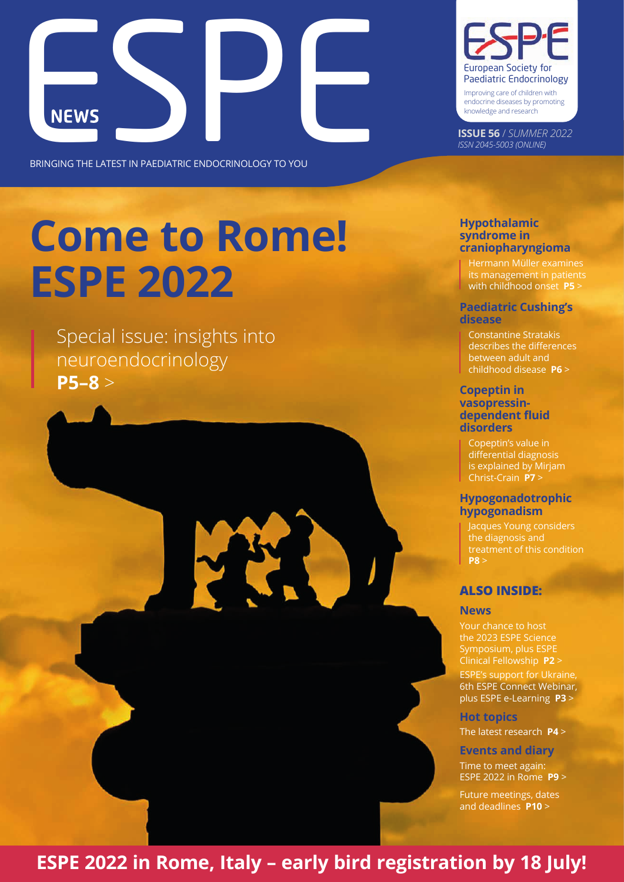# ESPE NEWS

BRINGING THE LATEST IN PAEDIATRIC ENDOCRINOLOGY TO YOU

ESPE European Society for Paediatric Endocrinology

Improving care of children with endocrine diseases by promoting knowledge and research

**ISSUE 56** / *SUMMER 2022*
*ISSN 2045-5003 (ONLINE)*

# Come to Rome! ESPE 2022

Special issue: insights into neuroendocrinology
**P5–8** >

### Hypothalamic syndrome in craniopharyngioma

Hermann Müller examines its management in patients with childhood onset **P5** >

### Paediatric Cushing's disease

Constantine Stratakis describes the differences between adult and childhood disease **P6** >

### Copeptin in vasopressin-dependent fluid disorders

Copeptin's value in differential diagnosis is explained by Mirjam Christ-Crain **P7** >

### Hypogonadotrophic hypogonadism

Jacques Young considers the diagnosis and treatment of this condition **P8** >

## ALSO INSIDE:

### News

Your chance to host the 2023 ESPE Science Symposium, plus ESPE Clinical Fellowship **P2** >

ESPE's support for Ukraine, 6th ESPE Connect Webinar, plus ESPE e-Learning **P3** >

### Hot topics

The latest research **P4** >

### Events and diary

Time to meet again: ESPE 2022 in Rome **P9** >

Future meetings, dates and deadlines **P10** >

**ESPE 2022 in Rome, Italy – early bird registration by 18 July!**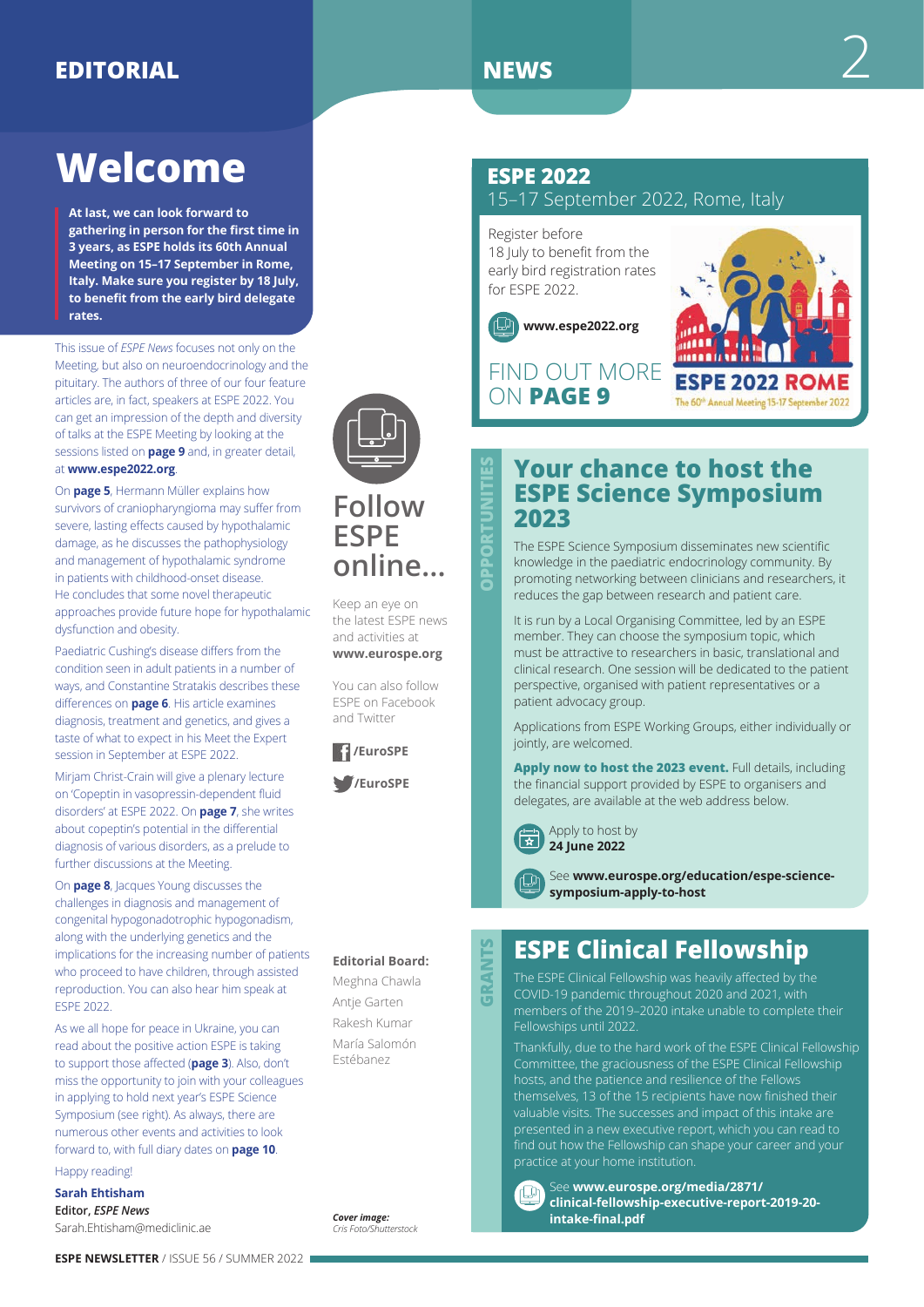# EDITORIAL

## Welcome

**At last, we can look forward to gathering in person for the first time in 3 years, as ESPE holds its 60th Annual Meeting on 15–17 September in Rome, Italy. Make sure you register by 18 July, to benefit from the early bird delegate rates.**

This issue of *ESPE News* focuses not only on the Meeting, but also on neuroendocrinology and the pituitary. The authors of three of our four feature articles are, in fact, speakers at ESPE 2022. You can get an impression of the depth and diversity of talks at the ESPE Meeting by looking at the sessions listed on **page 9** and, in greater detail, at **www.espe2022.org**.

On **page 5**, Hermann Müller explains how survivors of craniopharyngioma may suffer from severe, lasting effects caused by hypothalamic damage, as he discusses the pathophysiology and management of hypothalamic syndrome in patients with childhood-onset disease. He concludes that some novel therapeutic approaches provide future hope for hypothalamic dysfunction and obesity.

Paediatric Cushing's disease differs from the condition seen in adult patients in a number of ways, and Constantine Stratakis describes these differences on **page 6**. His article examines diagnosis, treatment and genetics, and gives a taste of what to expect in his Meet the Expert session in September at ESPE 2022.

Mirjam Christ-Crain will give a plenary lecture on 'Copeptin in vasopressin-dependent fluid disorders' at ESPE 2022. On **page 7**, she writes about copeptin's potential in the differential diagnosis of various disorders, as a prelude to further discussions at the Meeting.

On **page 8**, Jacques Young discusses the challenges in diagnosis and management of congenital hypogonadotropic hypogonadism, along with the underlying genetics and the implications for the increasing number of patients who proceed to have children, through assisted reproduction. You can also hear him speak at ESPE 2022.

As we all hope for peace in Ukraine, you can read about the positive action ESPE is taking to support those affected (**page 3**). Also, don't miss the opportunity to join with your colleagues in applying to hold next year's ESPE Science Symposium (see right). As always, there are numerous other events and activities to look forward to, with full diary dates on **page 10**.

Happy reading!

**Sarah Ehtisham**
**Editor, *ESPE News***
Sarah.Ehtisham@mediclinic.ae

## Follow ESPE online...

Keep an eye on the latest ESPE news and activities at **www.eurospe.org**

You can also follow ESPE on Facebook and Twitter

**/EuroSPE**

**/EuroSPE**

**Editorial Board:**
Meghna Chawla
Antje Garten
Rakesh Kumar
María Salomón Estébanez

***Cover image:***
*Cris Foto/Shutterstock*

# NEWS

## ESPE 2022
15–17 September 2022, Rome, Italy

Register before 18 July to benefit from the early bird registration rates for ESPE 2022.

**www.espe2022.org**

FIND OUT MORE ON **PAGE 9**

ESPE 2022 ROME
The 60th Annual Meeting 15-17 September 2022

## OPPORTUNITIES

### Your chance to host the ESPE Science Symposium 2023

The ESPE Science Symposium disseminates new scientific knowledge in the paediatric endocrinology community. By promoting networking between clinicians and researchers, it reduces the gap between research and patient care.

It is run by a Local Organising Committee, led by an ESPE member. They can choose the symposium topic, which must be attractive to researchers in basic, translational and clinical research. One session will be dedicated to the patient perspective, organised with patient representatives or a patient advocacy group.

Applications from ESPE Working Groups, either individually or jointly, are welcomed.

**Apply now to host the 2023 event.** Full details, including the financial support provided by ESPE to organisers and delegates, are available at the web address below.

Apply to host by **24 June 2022**

See **www.eurospe.org/education/espe-science-symposium-apply-to-host**

## GRANTS

### ESPE Clinical Fellowship

The ESPE Clinical Fellowship was heavily affected by the COVID-19 pandemic throughout 2020 and 2021, with members of the 2019–2020 intake unable to complete their Fellowships until 2022.

Thankfully, due to the hard work of the ESPE Clinical Fellowship Committee, the graciousness of the ESPE Clinical Fellowship hosts, and the patience and resilience of the Fellows themselves, 13 of the 15 recipients have now finished their valuable visits. The successes and impact of this intake are presented in a new executive report, which you can read to find out how the Fellowship can shape your career and your practice at your home institution.

See **www.eurospe.org/media/2871/clinical-fellowship-executive-report-2019-20-intake-final.pdf**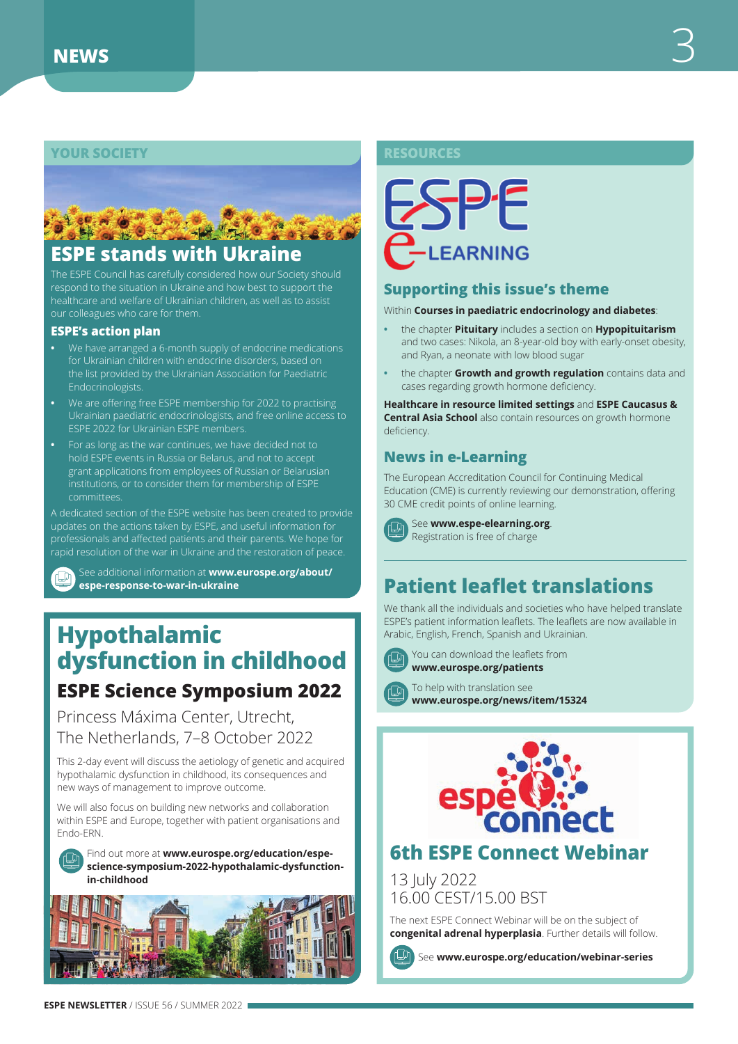# NEWS

## YOUR SOCIETY

## ESPE stands with Ukraine

The ESPE Council has carefully considered how our Society should respond to the situation in Ukraine and how best to support the healthcare and welfare of Ukrainian children, as well as to assist our colleagues who care for them.

### ESPE's action plan

- We have arranged a 6-month supply of endocrine medications for Ukrainian children with endocrine disorders, based on the list provided by the Ukrainian Association for Paediatric Endocrinologists.
- We are offering free ESPE membership for 2022 to practising Ukrainian paediatric endocrinologists, and free online access to ESPE 2022 for Ukrainian ESPE members.
- For as long as the war continues, we have decided not to hold ESPE events in Russia or Belarus, and not to accept grant applications from employees of Russian or Belarusian institutions, or to consider them for membership of ESPE committees.

A dedicated section of the ESPE website has been created to provide updates on the actions taken by ESPE, and useful information for professionals and affected patients and their parents. We hope for rapid resolution of the war in Ukraine and the restoration of peace.

See additional information at **www.eurospe.org/about/espe-response-to-war-in-ukraine**

## Hypothalamic dysfunction in childhood

### ESPE Science Symposium 2022

Princess Máxima Center, Utrecht, The Netherlands, 7–8 October 2022

This 2-day event will discuss the aetiology of genetic and acquired hypothalamic dysfunction in childhood, its consequences and new ways of management to improve outcome.

We will also focus on building new networks and collaboration within ESPE and Europe, together with patient organisations and Endo-ERN.

Find out more at **www.eurospe.org/education/espe-science-symposium-2022-hypothalamic-dysfunction-in-childhood**

## RESOURCES

ESPE e-LEARNING

### Supporting this issue's theme

Within **Courses in paediatric endocrinology and diabetes**:

- the chapter **Pituitary** includes a section on **Hypopituitarism** and two cases: Nikola, an 8-year-old boy with early-onset obesity, and Ryan, a neonate with low blood sugar
- the chapter **Growth and growth regulation** contains data and cases regarding growth hormone deficiency.

**Healthcare in resource limited settings** and **ESPE Caucasus & Central Asia School** also contain resources on growth hormone deficiency.

### News in e-Learning

The European Accreditation Council for Continuing Medical Education (CME) is currently reviewing our demonstration, offering 30 CME credit points of online learning.

See **www.espe-elearning.org**. Registration is free of charge

## Patient leaflet translations

We thank all the individuals and societies who have helped translate ESPE's patient information leaflets. The leaflets are now available in Arabic, English, French, Spanish and Ukrainian.

You can download the leaflets from **www.eurospe.org/patients**

To help with translation see **www.eurospe.org/news/item/15324**

## 6th ESPE Connect Webinar

13 July 2022
16.00 CEST/15.00 BST

The next ESPE Connect Webinar will be on the subject of **congenital adrenal hyperplasia**. Further details will follow.

See **www.eurospe.org/education/webinar-series**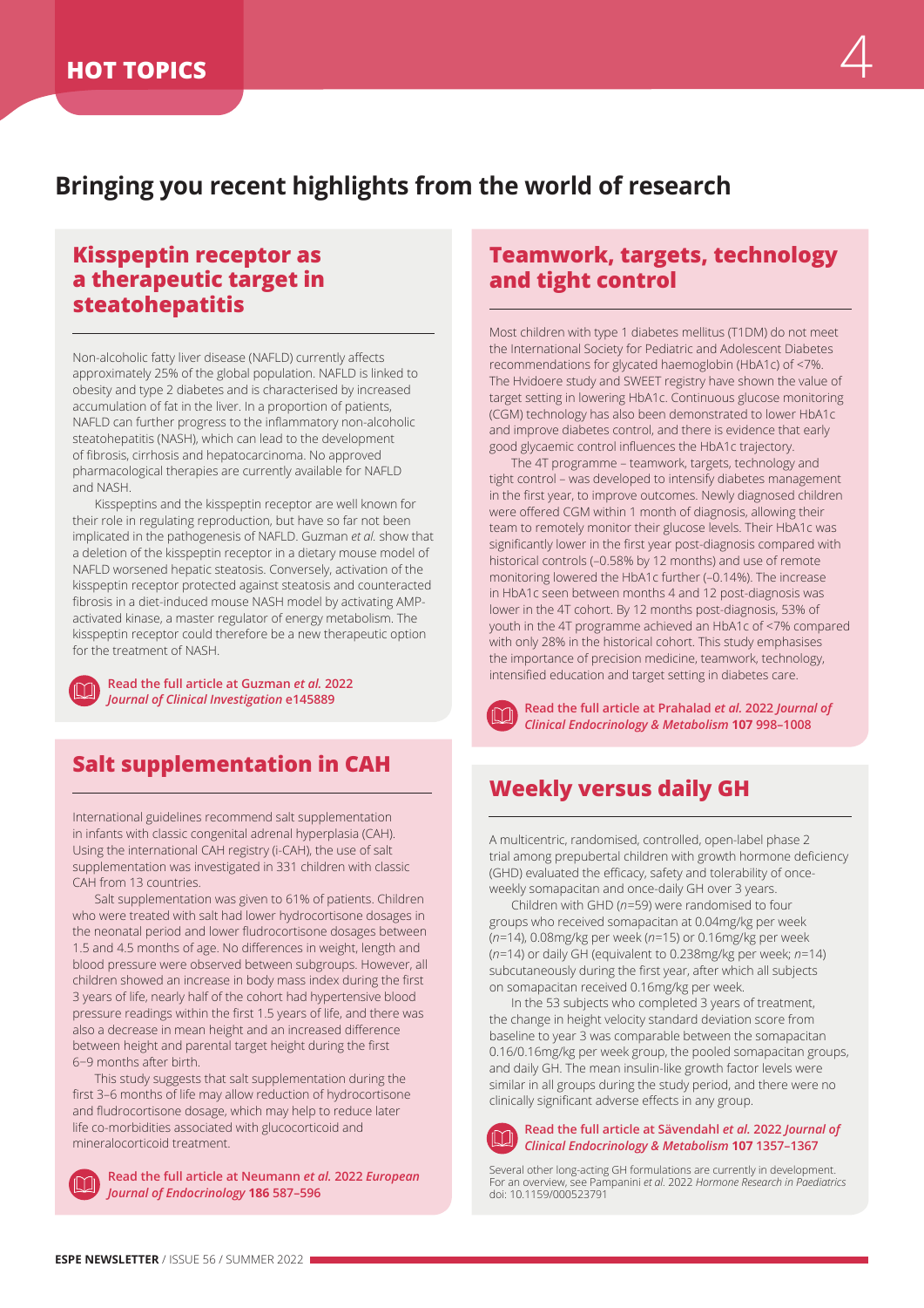# HOT TOPICS

## Bringing you recent highlights from the world of research

### Kisspeptin receptor as a therapeutic target in steatohepatitis

Non-alcoholic fatty liver disease (NAFLD) currently affects approximately 25% of the global population. NAFLD is linked to obesity and type 2 diabetes and is characterised by increased accumulation of fat in the liver. In a proportion of patients, NAFLD can further progress to the inflammatory non-alcoholic steatohepatitis (NASH), which can lead to the development of fibrosis, cirrhosis and hepatocarcinoma. No approved pharmacological therapies are currently available for NAFLD and NASH.

Kisspeptins and the kisspeptin receptor are well known for their role in regulating reproduction, but have so far not been implicated in the pathogenesis of NAFLD. Guzman *et al.* show that a deletion of the kisspeptin receptor in a dietary mouse model of NAFLD worsened hepatic steatosis. Conversely, activation of the kisspeptin receptor protected against steatosis and counteracted fibrosis in a diet-induced mouse NASH model by activating AMP-activated kinase, a master regulator of energy metabolism. The kisspeptin receptor could therefore be a new therapeutic option for the treatment of NASH.

**Read the full article at Guzman *et al.* 2022 *Journal of Clinical Investigation* e145889**

### Salt supplementation in CAH

International guidelines recommend salt supplementation in infants with classic congenital adrenal hyperplasia (CAH). Using the international CAH registry (i-CAH), the use of salt supplementation was investigated in 331 children with classic CAH from 13 countries.

Salt supplementation was given to 61% of patients. Children who were treated with salt had lower hydrocortisone dosages in the neonatal period and lower fludrocortisone dosages between 1.5 and 4.5 months of age. No differences in weight, length and blood pressure were observed between subgroups. However, all children showed an increase in body mass index during the first 3 years of life, nearly half of the cohort had hypertensive blood pressure readings within the first 1.5 years of life, and there was also a decrease in mean height and an increased difference between height and parental target height during the first 6–9 months after birth.

This study suggests that salt supplementation during the first 3–6 months of life may allow reduction of hydrocortisone and fludrocortisone dosage, which may help to reduce later life co-morbidities associated with glucocorticoid and mineralocorticoid treatment.

**Read the full article at Neumann *et al.* 2022 *European Journal of Endocrinology* 186 587–596**

### Teamwork, targets, technology and tight control

Most children with type 1 diabetes mellitus (T1DM) do not meet the International Society for Pediatric and Adolescent Diabetes recommendations for glycated haemoglobin (HbA1c) of <7%. The Hvidoere study and SWEET registry have shown the value of target setting in lowering HbA1c. Continuous glucose monitoring (CGM) technology has also been demonstrated to lower HbA1c and improve diabetes control, and there is evidence that early good glycaemic control influences the HbA1c trajectory.

The 4T programme – teamwork, targets, technology and tight control – was developed to intensify diabetes management in the first year, to improve outcomes. Newly diagnosed children were offered CGM within 1 month of diagnosis, allowing their team to remotely monitor their glucose levels. Their HbA1c was significantly lower in the first year post-diagnosis compared with historical controls (–0.58% by 12 months) and use of remote monitoring lowered the HbA1c further (–0.14%). The increase in HbA1c seen between months 4 and 12 post-diagnosis was lower in the 4T cohort. By 12 months post-diagnosis, 53% of youth in the 4T programme achieved an HbA1c of <7% compared with only 28% in the historical cohort. This study emphasises the importance of precision medicine, teamwork, technology, intensified education and target setting in diabetes care.

**Read the full article at Prahalad *et al.* 2022 *Journal of Clinical Endocrinology & Metabolism* 107 998–1008**

### Weekly versus daily GH

A multicentric, randomised, controlled, open-label phase 2 trial among prepubertal children with growth hormone deficiency (GHD) evaluated the efficacy, safety and tolerability of once-weekly somapacitan and once-daily GH over 3 years.

Children with GHD ($n$=59) were randomised to four groups who received somapacitan at 0.04mg/kg per week ($n$=14), 0.08mg/kg per week ($n$=15) or 0.16mg/kg per week ($n$=14) or daily GH (equivalent to 0.238mg/kg per week; $n$=14) subcutaneously during the first year, after which all subjects on somapacitan received 0.16mg/kg per week.

In the 53 subjects who completed 3 years of treatment, the change in height velocity standard deviation score from baseline to year 3 was comparable between the somapacitan 0.16/0.16mg/kg per week group, the pooled somapacitan groups, and daily GH. The mean insulin-like growth factor levels were similar in all groups during the study period, and there were no clinically significant adverse effects in any group.

**Read the full article at Sävendahl *et al.* 2022 *Journal of Clinical Endocrinology & Metabolism* 107 1357–1367**

Several other long-acting GH formulations are currently in development. For an overview, see Pampanini *et al.* 2022 *Hormone Research in Paediatrics* doi: 10.1159/000523791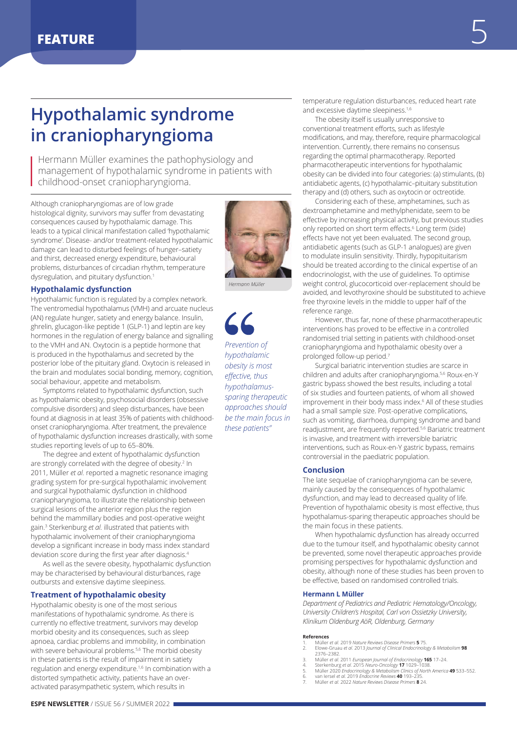# Hypothalamic syndrome in craniopharyngioma

Hermann Müller examines the pathophysiology and management of hypothalamic syndrome in patients with childhood-onset craniopharyngioma.

Although craniopharyngiomas are of low grade histological dignity, survivors may suffer from devastating consequences caused by hypothalamic damage. This leads to a typical clinical manifestation called 'hypothalamic syndrome'. Disease- and/or treatment-related hypothalamic damage can lead to disturbed feelings of hunger–satiety and thirst, decreased energy expenditure, behavioural problems, disturbances of circadian rhythm, temperature dysregulation, and pituitary dysfunction.[1]

Hermann Müller

> *Prevention of hypothalamic obesity is most effective, thus hypothalamus-sparing therapeutic approaches should be the main focus in these patients"*

### Hypothalamic dysfunction

Hypothalamic function is regulated by a complex network. The ventromedial hypothalamus (VMH) and arcuate nucleus (AN) regulate hunger, satiety and energy balance. Insulin, ghrelin, glucagon-like peptide 1 (GLP-1) and leptin are key hormones in the regulation of energy balance and signalling to the VMH and AN. Oxytocin is a peptide hormone that is produced in the hypothalamus and secreted by the posterior lobe of the pituitary gland. Oxytocin is released in the brain and modulates social bonding, memory, cognition, social behaviour, appetite and metabolism.

Symptoms related to hypothalamic dysfunction, such as hypothalamic obesity, psychosocial disorders (obsessive compulsive disorders) and sleep disturbances, have been found at diagnosis in at least 35% of patients with childhood-onset craniopharyngioma. After treatment, the prevalence of hypothalamic dysfunction increases drastically, with some studies reporting levels of up to 65–80%.

The degree and extent of hypothalamic dysfunction are strongly correlated with the degree of obesity.[2] In 2011, Müller *et al.* reported a magnetic resonance imaging grading system for pre-surgical hypothalamic involvement and surgical hypothalamic dysfunction in childhood craniopharyngioma, to illustrate the relationship between surgical lesions of the anterior region plus the region behind the mammillary bodies and post-operative weight gain.[3] Sterkenburg *et al.* illustrated that patients with hypothalamic involvement of their craniopharyngioma develop a significant increase in body mass index standard deviation score during the first year after diagnosis.[4]

As well as the severe obesity, hypothalamic dysfunction may be characterised by behavioural disturbances, rage outbursts and extensive daytime sleepiness.

### Treatment of hypothalamic obesity

Hypothalamic obesity is one of the most serious manifestations of hypothalamic syndrome. As there is currently no effective treatment, survivors may develop morbid obesity and its consequences, such as sleep apnoea, cardiac problems and immobility, in combination with severe behavioural problems.[5,6] The morbid obesity in these patients is the result of impairment in satiety regulation and energy expenditure.[1,6] In combination with a distorted sympathetic activity, patients have an over-activated parasympathetic system, which results in temperature regulation disturbances, reduced heart rate and excessive daytime sleepiness.[1,6]

The obesity itself is usually unresponsive to conventional treatment efforts, such as lifestyle modifications, and may, therefore, require pharmacological intervention. Currently, there remains no consensus regarding the optimal pharmacotherapy. Reported pharmacotherapeutic interventions for hypothalamic obesity can be divided into four categories: (a) stimulants, (b) antidiabetic agents, (c) hypothalamic–pituitary substitution therapy and (d) others, such as oxytocin or octreotide.

Considering each of these, amphetamines, such as dextroamphetamine and methylphenidate, seem to be effective by increasing physical activity, but previous studies only reported on short term effects.[6] Long term (side) effects have not yet been evaluated. The second group, antidiabetic agents (such as GLP-1 analogues) are given to modulate insulin sensitivity. Thirdly, hypopituitarism should be treated according to the clinical expertise of an endocrinologist, with the use of guidelines. To optimise weight control, glucocorticoid over-replacement should be avoided, and levothyroxine should be substituted to achieve free thyroxine levels in the middle to upper half of the reference range.

However, thus far, none of these pharmacotherapeutic interventions has proved to be effective in a controlled randomised trial setting in patients with childhood-onset craniopharyngioma and hypothalamic obesity over a prolonged follow-up period.[7]

Surgical bariatric intervention studies are scarce in children and adults after craniopharyngioma.[5,6] Roux-en-Y gastric bypass showed the best results, including a total of six studies and fourteen patients, of whom all showed improvement in their body mass index.[6] All of these studies had a small sample size. Post-operative complications, such as vomiting, diarrhoea, dumping syndrome and band readjustment, are frequently reported.[5,6] Bariatric treatment is invasive, and treatment with irreversible bariatric interventions, such as Roux-en-Y gastric bypass, remains controversial in the paediatric population.

### Conclusion

The late sequelae of craniopharyngioma can be severe, mainly caused by the consequences of hypothalamic dysfunction, and may lead to decreased quality of life. Prevention of hypothalamic obesity is most effective, thus hypothalamus-sparing therapeutic approaches should be the main focus in these patients.

When hypothalamic dysfunction has already occurred due to the tumour itself, and hypothalamic obesity cannot be prevented, some novel therapeutic approaches provide promising perspectives for hypothalamic dysfunction and obesity, although none of these studies has been proven to be effective, based on randomised controlled trials.

**Hermann L Müller**

*Department of Pediatrics and Pediatric Hematology/Oncology, University Children's Hospital, Carl von Ossietzky University, Klinikum Oldenburg AöR, Oldenburg, Germany*

**References**

1. Müller *et al.* 2019 *Nature Reviews Disease Primers* **5** 75.
2. Elowe-Gruau *et al.* 2013 *Journal of Clinical Endocrinology & Metabolism* **98** 2376–2382.
3. Müller *et al.* 2011 *European Journal of Endocrinology* **165** 17–24.
4. Sterkenburg *et al.* 2015 *Neuro-Oncology* **17** 1029–1038.
5. Müller 2020 *Endocrinology & Metabolism Clinics of North America* **49** 533–552.
6. van Iersel *et al.* 2019 *Endocrine Reviews* **40** 193–235.
7. Müller *et al.* 2022 *Nature Reviews Disease Primers* **8** 24.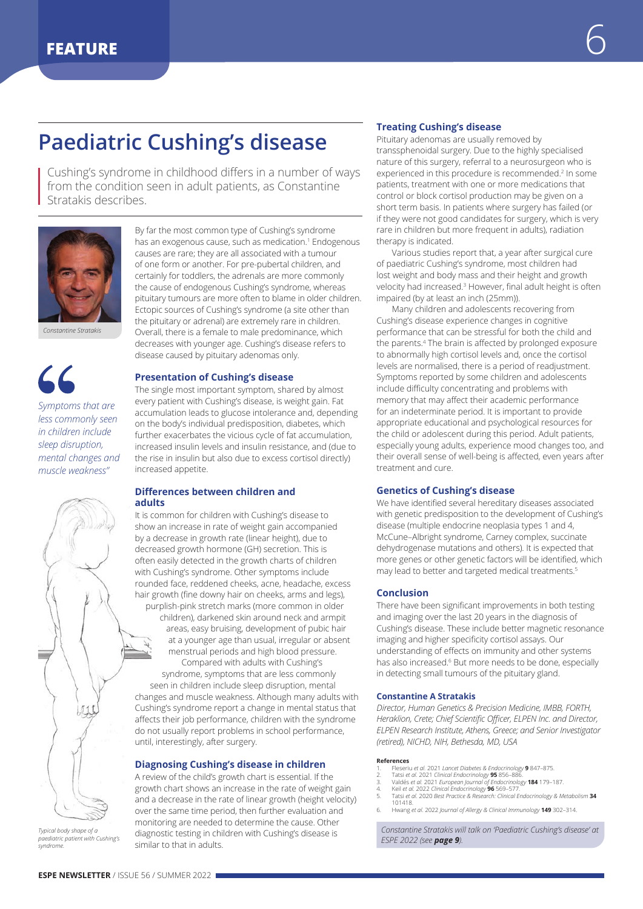# Paediatric Cushing's disease

Cushing's syndrome in childhood differs in a number of ways from the condition seen in adult patients, as Constantine Stratakis describes.

*Constantine Stratakis*

*"Symptoms that are less commonly seen in children include sleep disruption, mental changes and muscle weakness"*

By far the most common type of Cushing's syndrome has an exogenous cause, such as medication.[1] Endogenous causes are rare; they are all associated with a tumour of one form or another. For pre-pubertal children, and certainly for toddlers, the adrenals are more commonly the cause of endogenous Cushing's syndrome, whereas pituitary tumours are more often to blame in older children. Ectopic sources of Cushing's syndrome (a site other than the pituitary or adrenal) are extremely rare in children. Overall, there is a female to male predominance, which decreases with younger age. Cushing's disease refers to disease caused by pituitary adenomas only.

### Presentation of Cushing's disease

The single most important symptom, shared by almost every patient with Cushing's disease, is weight gain. Fat accumulation leads to glucose intolerance and, depending on the body's individual predisposition, diabetes, which further exacerbates the vicious cycle of fat accumulation, increased insulin levels and insulin resistance, and (due to the rise in insulin but also due to excess cortisol directly) increased appetite.

### Differences between children and adults

It is common for children with Cushing's disease to show an increase in rate of weight gain accompanied by a decrease in growth rate (linear height), due to decreased growth hormone (GH) secretion. This is often easily detected in the growth charts of children with Cushing's syndrome. Other symptoms include rounded face, reddened cheeks, acne, headache, excess hair growth (fine downy hair on cheeks, arms and legs), purplish-pink stretch marks (more common in older children), darkened skin around neck and armpit areas, easy bruising, development of pubic hair at a younger age than usual, irregular or absent menstrual periods and high blood pressure.

Compared with adults with Cushing's syndrome, symptoms that are less commonly seen in children include sleep disruption, mental changes and muscle weakness. Although many adults with Cushing's syndrome report a change in mental status that affects their job performance, children with the syndrome do not usually report problems in school performance, until, interestingly, after surgery.

*Typical body shape of a paediatric patient with Cushing's syndrome.*

### Diagnosing Cushing's disease in children

A review of the child's growth chart is essential. If the growth chart shows an increase in the rate of weight gain and a decrease in the rate of linear growth (height velocity) over the same time period, then further evaluation and monitoring are needed to determine the cause. Other diagnostic testing in children with Cushing's disease is similar to that in adults.

### Treating Cushing's disease

Pituitary adenomas are usually removed by transsphenoidal surgery. Due to the highly specialised nature of this surgery, referral to a neurosurgeon who is experienced in this procedure is recommended.[2] In some patients, treatment with one or more medications that control or block cortisol production may be given on a short term basis. In patients where surgery has failed (or if they were not good candidates for surgery, which is very rare in children but more frequent in adults), radiation therapy is indicated.

Various studies report that, a year after surgical cure of paediatric Cushing's syndrome, most children had lost weight and body mass and their height and growth velocity had increased.[3] However, final adult height is often impaired (by at least an inch (25mm)).

Many children and adolescents recovering from Cushing's disease experience changes in cognitive performance that can be stressful for both the child and the parents.[4] The brain is affected by prolonged exposure to abnormally high cortisol levels and, once the cortisol levels are normalised, there is a period of readjustment. Symptoms reported by some children and adolescents include difficulty concentrating and problems with memory that may affect their academic performance for an indeterminate period. It is important to provide appropriate educational and psychological resources for the child or adolescent during this period. Adult patients, especially young adults, experience mood changes too, and their overall sense of well-being is affected, even years after treatment and cure.

### Genetics of Cushing's disease

We have identified several hereditary diseases associated with genetic predisposition to the development of Cushing's disease (multiple endocrine neoplasia types 1 and 4, McCune–Albright syndrome, Carney complex, succinate dehydrogenase mutations and others). It is expected that more genes or other genetic factors will be identified, which may lead to better and targeted medical treatments.[5]

### Conclusion

There have been significant improvements in both testing and imaging over the last 20 years in the diagnosis of Cushing's disease. These include better magnetic resonance imaging and higher specificity cortisol assays. Our understanding of effects on immunity and other systems has also increased.[6] But more needs to be done, especially in detecting small tumours of the pituitary gland.

**Constantine A Stratakis**

*Director, Human Genetics & Precision Medicine, IMBB, FORTH, Heraklion, Crete; Chief Scientific Officer, ELPEN Inc. and Director, ELPEN Research Institute, Athens, Greece; and Senior Investigator (retired), NICHD, NIH, Bethesda, MD, USA*

**References**

1. Fleseriu *et al.* 2021 *Lancet Diabetes & Endocrinology* **9** 847–875.
2. Tatsi *et al.* 2021 *Clinical Endocrinology* **95** 856–886.
3. Valdés *et al.* 2021 *European Journal of Endocrinology* **184** 179–187.
4. Keil *et al.* 2022 *Clinical Endocrinology* **96** 569–577.
5. Tatsi *et al.* 2020 *Best Practice & Research: Clinical Endocrinology & Metabolism* **34** 101418.
6. Hwang *et al.* 2022 *Journal of Allergy & Clinical Immunology* **149** 302–314.

*Constantine Stratakis will talk on 'Paediatric Cushing's disease' at ESPE 2022 (see **page 9**).*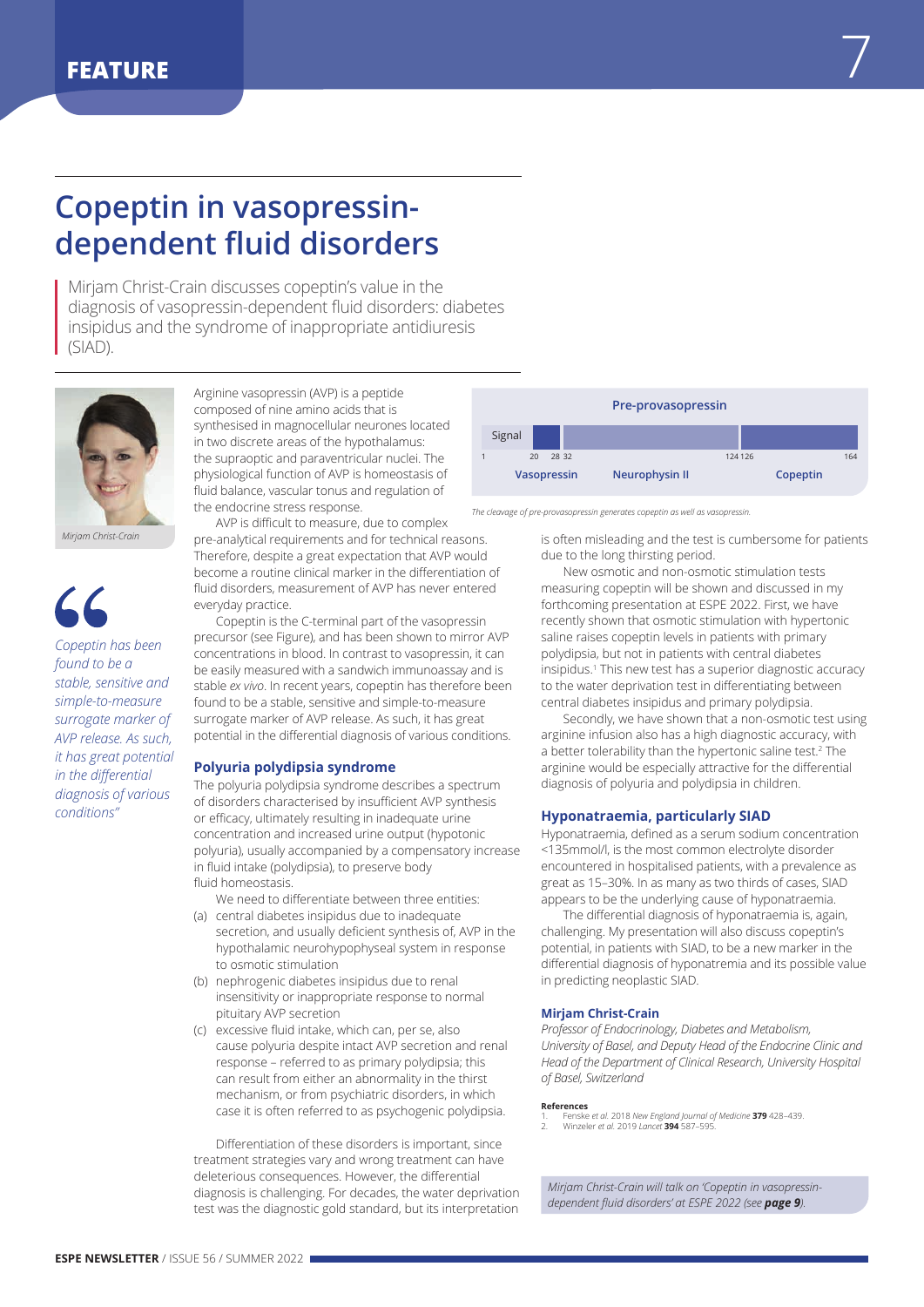# Copeptin in vasopressin-dependent fluid disorders

Mirjam Christ-Crain discusses copeptin's value in the diagnosis of vasopressin-dependent fluid disorders: diabetes insipidus and the syndrome of inappropriate antidiuresis (SIAD).

*Mirjam Christ-Crain*

*"Copeptin has been found to be a stable, sensitive and simple-to-measure surrogate marker of AVP release. As such, it has great potential in the differential diagnosis of various conditions"*

Arginine vasopressin (AVP) is a peptide composed of nine amino acids that is synthesised in magnocellular neurones located in two discrete areas of the hypothalamus: the supraoptic and paraventricular nuclei. The physiological function of AVP is homeostasis of fluid balance, vascular tonus and regulation of the endocrine stress response.

AVP is difficult to measure, due to complex pre-analytical requirements and for technical reasons. Therefore, despite a great expectation that AVP would become a routine clinical marker in the differentiation of fluid disorders, measurement of AVP has never entered everyday practice.

Copeptin is the C-terminal part of the vasopressin precursor (see Figure), and has been shown to mirror AVP concentrations in blood. In contrast to vasopressin, it can be easily measured with a sandwich immunoassay and is stable *ex vivo*. In recent years, copeptin has therefore been found to be a stable, sensitive and simple-to-measure surrogate marker of AVP release. As such, it has great potential in the differential diagnosis of various conditions.

| Pre-provasopressin | | | |
|---|---|---|---|
| Signal (1–20) | Vasopressin (20–28/32) | Neurophysin II (32–124) | Copeptin (126–164) |

*The cleavage of pre-provasopressin generates copeptin as well as vasopressin.*

## Polyuria polydipsia syndrome

The polyuria polydipsia syndrome describes a spectrum of disorders characterised by insufficient AVP synthesis or efficacy, ultimately resulting in inadequate urine concentration and increased urine output (hypotonic polyuria), usually accompanied by a compensatory increase in fluid intake (polydipsia), to preserve body fluid homeostasis.

We need to differentiate between three entities:

(a) central diabetes insipidus due to inadequate secretion, and usually deficient synthesis of, AVP in the hypothalamic neurohypophyseal system in response to osmotic stimulation

(b) nephrogenic diabetes insipidus due to renal insensitivity or inappropriate response to normal pituitary AVP secretion

(c) excessive fluid intake, which can, per se, also cause polyuria despite intact AVP secretion and renal response – referred to as primary polydipsia; this can result from either an abnormality in the thirst mechanism, or from psychiatric disorders, in which case it is often referred to as psychogenic polydipsia.

Differentiation of these disorders is important, since treatment strategies vary and wrong treatment can have deleterious consequences. However, the differential diagnosis is challenging. For decades, the water deprivation test was the diagnostic gold standard, but its interpretation is often misleading and the test is cumbersome for patients due to the long thirsting period.

New osmotic and non-osmotic stimulation tests measuring copeptin will be shown and discussed in my forthcoming presentation at ESPE 2022. First, we have recently shown that osmotic stimulation with hypertonic saline raises copeptin levels in patients with primary polydipsia, but not in patients with central diabetes insipidus.[1] This new test has a superior diagnostic accuracy to the water deprivation test in differentiating between central diabetes insipidus and primary polydipsia.

Secondly, we have shown that a non-osmotic test using arginine infusion also has a high diagnostic accuracy, with a better tolerability than the hypertonic saline test.[2] The arginine would be especially attractive for the differential diagnosis of polyuria and polydipsia in children.

## Hyponatraemia, particularly SIAD

Hyponatraemia, defined as a serum sodium concentration <135mmol/l, is the most common electrolyte disorder encountered in hospitalised patients, with a prevalence as great as 15–30%. In as many as two thirds of cases, SIAD appears to be the underlying cause of hyponatraemia.

The differential diagnosis of hyponatraemia is, again, challenging. My presentation will also discuss copeptin's potential, in patients with SIAD, to be a new marker in the differential diagnosis of hyponatremia and its possible value in predicting neoplastic SIAD.

### Mirjam Christ-Crain

*Professor of Endocrinology, Diabetes and Metabolism, University of Basel, and Deputy Head of the Endocrine Clinic and Head of the Department of Clinical Research, University Hospital of Basel, Switzerland*

**References**

1. Fenske *et al.* 2018 *New England Journal of Medicine* **379** 428–439.
2. Winzeler *et al.* 2019 *Lancet* **394** 587–595.

*Mirjam Christ-Crain will talk on 'Copeptin in vasopressin-dependent fluid disorders' at ESPE 2022 (see **page 9**).*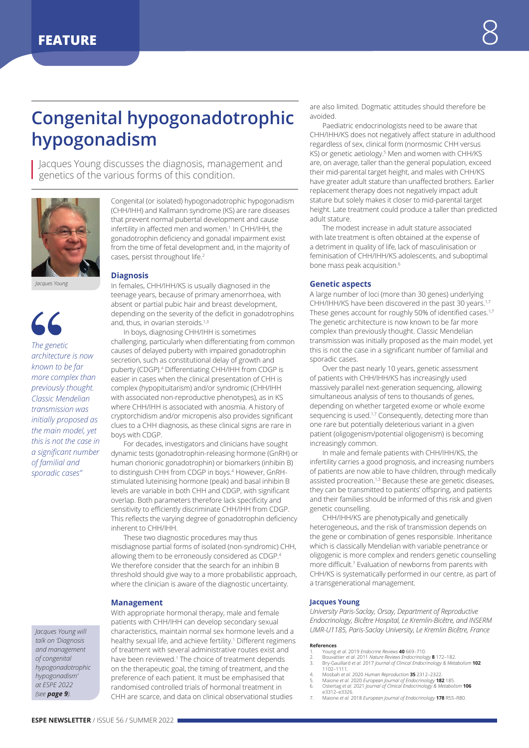# Congenital hypogonadotrophic hypogonadism

Jacques Young discusses the diagnosis, management and genetics of the various forms of this condition.

*Jacques Young*

*"The genetic architecture is now known to be far more complex than previously thought. Classic Mendelian transmission was initially proposed as the main model, yet this is not the case in a significant number of familial and sporadic cases"*

*Jacques Young will talk on 'Diagnosis and management of congenital hypogonadotrophic hypogonadism' at ESPE 2022 (see **page 9**).*

Congenital (or isolated) hypogonadotrophic hypogonadism (CHH/IHH) and Kallmann syndrome (KS) are rare diseases that prevent normal pubertal development and cause infertility in affected men and women.[1] In CHH/IHH, the gonadotrophin deficiency and gonadal impairment exist from the time of fetal development and, in the majority of cases, persist throughout life.[2]

## Diagnosis

In females, CHH/IHH/KS is usually diagnosed in the teenage years, because of primary amenorrhoea, with absent or partial pubic hair and breast development, depending on the severity of the deficit in gonadotrophins and, thus, in ovarian steroids.[1,3]

In boys, diagnosing CHH/IHH is sometimes challenging, particularly when differentiating from common causes of delayed puberty with impaired gonadotrophin secretion, such as constitutional delay of growth and puberty (CDGP).[4] Differentiating CHH/IHH from CDGP is easier in cases when the clinical presentation of CHH is complex (hypopituitarism) and/or syndromic (CHH/IHH with associated non-reproductive phenotypes), as in KS where CHH/IHH is associated with anosmia. A history of cryptorchidism and/or micropenis also provides significant clues to a CHH diagnosis, as these clinical signs are rare in boys with CDGP.

For decades, investigators and clinicians have sought dynamic tests (gonadotrophin-releasing hormone (GnRH) or human chorionic gonadotrophin) or biomarkers (inhibin B) to distinguish CHH from CDGP in boys.[4] However, GnRH-stimulated luteinising hormone (peak) and basal inhibin B levels are variable in both CHH and CDGP, with significant overlap. Both parameters therefore lack specificity and sensitivity to efficiently discriminate CHH/IHH from CDGP. This reflects the varying degree of gonadotrophin deficiency inherent to CHH/IHH.

These two diagnostic procedures may thus misdiagnose partial forms of isolated (non-syndromic) CHH, allowing them to be erroneously considered as CDGP.[4] We therefore consider that the search for an inhibin B threshold should give way to a more probabilistic approach, where the clinician is aware of the diagnostic uncertainty.

## Management

With appropriate hormonal therapy, male and female patients with CHH/IHH can develop secondary sexual characteristics, maintain normal sex hormone levels and a healthy sexual life, and achieve fertility.[1] Different regimens of treatment with several administrative routes exist and have been reviewed.[1] The choice of treatment depends on the therapeutic goal, the timing of treatment, and the preference of each patient. It must be emphasised that randomised controlled trials of hormonal treatment in CHH are scarce, and data on clinical observational studies are also limited. Dogmatic attitudes should therefore be avoided.

Paediatric endocrinologists need to be aware that CHH/IHH/KS does not negatively affect stature in adulthood regardless of sex, clinical form (normosmic CHH versus KS) or genetic aetiology.[5] Men and women with CHH/KS are, on average, taller than the general population, exceed their mid-parental target height, and males with CHH/KS have greater adult stature than unaffected brothers. Earlier replacement therapy does not negatively impact adult stature but solely makes it closer to mid-parental target height. Late treatment could produce a taller than predicted adult stature.

The modest increase in adult stature associated with late treatment is often obtained at the expense of a detriment in quality of life, lack of masculinisation or feminisation of CHH/IHH/KS adolescents, and suboptimal bone mass peak acquisition.[6]

## Genetic aspects

A large number of loci (more than 30 genes) underlying CHH/IHH/KS have been discovered in the past 30 years.[1,7] These genes account for roughly 50% of identified cases.[1,7] The genetic architecture is now known to be far more complex than previously thought. Classic Mendelian transmission was initially proposed as the main model, yet this is not the case in a significant number of familial and sporadic cases.

Over the past nearly 10 years, genetic assessment of patients with CHH/IHH/KS has increasingly used massively parallel next-generation sequencing, allowing simultaneous analysis of tens to thousands of genes, depending on whether targeted exome or whole exome sequencing is used.[1,7] Consequently, detecting more than one rare but potentially deleterious variant in a given patient (oligogenism/potential oligogenism) is becoming increasingly common.

In male and female patients with CHH/IHH/KS, the infertility carries a good prognosis, and increasing numbers of patients are now able to have children, through medically assisted procreation.[1,3] Because these are genetic diseases, they can be transmitted to patients' offspring, and patients and their families should be informed of this risk and given genetic counselling.

CHH/IHH/KS are phenotypically and genetically heterogeneous, and the risk of transmission depends on the gene or combination of genes responsible. Inheritance which is classically Mendelian with variable penetrance or oligogenic is more complex and renders genetic counselling more difficult.[7] Evaluation of newborns from parents with CHH/KS is systematically performed in our centre, as part of a transgenerational management.

**Jacques Young**

*University Paris-Saclay, Orsay, Department of Reproductive Endocrinology, Bicêtre Hospital, Le Kremlin-Bicêtre, and INSERM UMR-U1185, Paris-Saclay University, Le Kremlin Bicêtre, France*

**References**

1. Young *et al.* 2019 *Endocrine Reviews* **40** 669–710.
2. Bouvattier *et al.* 2011 *Nature Reviews Endocrinology* **8** 172–182.
3. Bry-Gauillard *et al.* 2017 *Journal of Clinical Endocrinology & Metabolism* **102** 1102–1111.
4. Mosbah *et al.* 2020 *Human Reproduction* **35** 2312–2322.
5. Maione *et al.* 2020 *European Journal of Endocrinology* **182** 185.
6. Ostertag *et al.* 2021 *Journal of Clinical Endocrinology & Metabolism* **106** e3312–e3326.
7. Maione *et al.* 2018 *European Journal of Endocrinology* **178** R55–R80.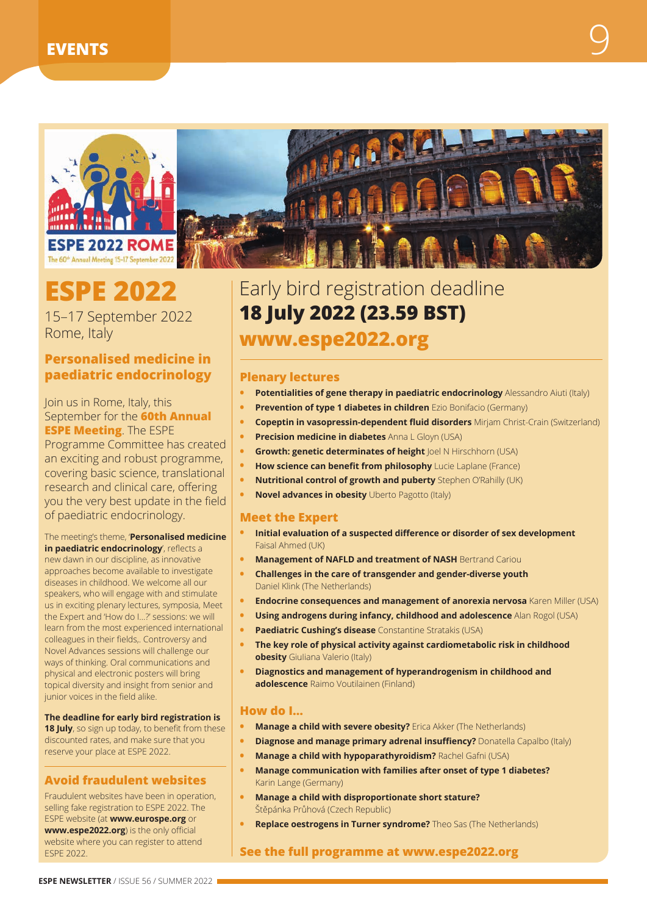# EVENTS

# ESPE 2022

15–17 September 2022
Rome, Italy

## Personalised medicine in paediatric endocrinology

Join us in Rome, Italy, this September for the **60th Annual ESPE Meeting**. The ESPE Programme Committee has created an exciting and robust programme, covering basic science, translational research and clinical care, offering you the very best update in the field of paediatric endocrinology.

The meeting's theme, '**Personalised medicine in paediatric endocrinology**', reflects a new dawn in our discipline, as innovative approaches become available to investigate diseases in childhood. We welcome all our speakers, who will engage with and stimulate us in exciting plenary lectures, symposia, Meet the Expert and 'How do I...?' sessions: we will learn from the most experienced international colleagues in their fields,. Controversy and Novel Advances sessions will challenge our ways of thinking. Oral communications and physical and electronic posters will bring topical diversity and insight from senior and junior voices in the field alike.

**The deadline for early bird registration is 18 July**, so sign up today, to benefit from these discounted rates, and make sure that you reserve your place at ESPE 2022.

## Avoid fraudulent websites

Fraudulent websites have been in operation, selling fake registration to ESPE 2022. The ESPE website (at **www.eurospe.org** or **www.espe2022.org**) is the only official website where you can register to attend ESPE 2022.

Early bird registration deadline
**18 July 2022 (23.59 BST)**
**www.espe2022.org**

## Plenary lectures

- **Potentialities of gene therapy in paediatric endocrinology** Alessandro Aiuti (Italy)
- **Prevention of type 1 diabetes in children** Ezio Bonifacio (Germany)
- **Copeptin in vasopressin-dependent fluid disorders** Mirjam Christ-Crain (Switzerland)
- **Precision medicine in diabetes** Anna L Gloyn (USA)
- **Growth: genetic determinates of height** Joel N Hirschhorn (USA)
- **How science can benefit from philosophy** Lucie Laplane (France)
- **Nutritional control of growth and puberty** Stephen O'Rahilly (UK)
- **Novel advances in obesity** Uberto Pagotto (Italy)

## Meet the Expert

- **Initial evaluation of a suspected difference or disorder of sex development** Faisal Ahmed (UK)
- **Management of NAFLD and treatment of NASH** Bertrand Cariou
- **Challenges in the care of transgender and gender-diverse youth** Daniel Klink (The Netherlands)
- **Endocrine consequences and management of anorexia nervosa** Karen Miller (USA)
- **Using androgens during infancy, childhood and adolescence** Alan Rogol (USA)
- **Paediatric Cushing's disease** Constantine Stratakis (USA)
- **The key role of physical activity against cardiometabolic risk in childhood obesity** Giuliana Valerio (Italy)
- **Diagnostics and management of hyperandrogenism in childhood and adolescence** Raimo Voutilainen (Finland)

## How do I...

- **Manage a child with severe obesity?** Erica Akker (The Netherlands)
- **Diagnose and manage primary adrenal insufficiency?** Donatella Capalbo (Italy)
- **Manage a child with hypoparathyroidism?** Rachel Gafni (USA)
- **Manage communication with families after onset of type 1 diabetes?** Karin Lange (Germany)
- **Manage a child with disproportionate short stature?** Štěpánka Průhová (Czech Republic)
- **Replace oestrogens in Turner syndrome?** Theo Sas (The Netherlands)

**See the full programme at www.espe2022.org**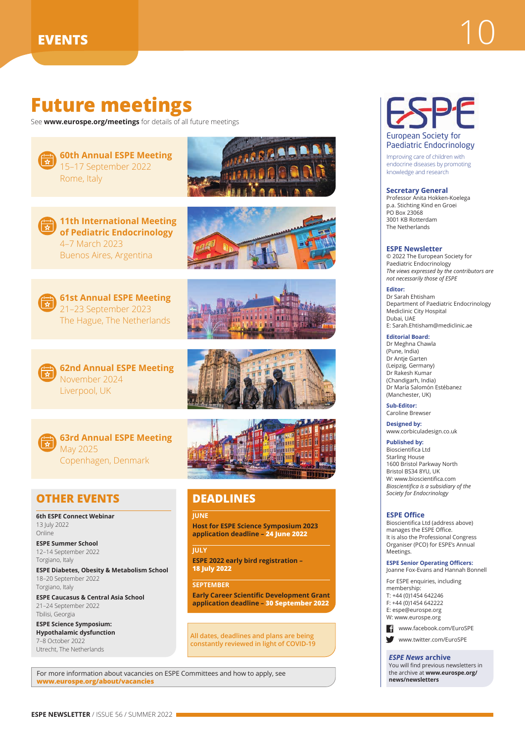## EVENTS

# Future meetings

See **www.eurospe.org/meetings** for details of all future meetings

**60th Annual ESPE Meeting**
15–17 September 2022
Rome, Italy

**11th International Meeting of Pediatric Endocrinology**
4–7 March 2023
Buenos Aires, Argentina

**61st Annual ESPE Meeting**
21–23 September 2023
The Hague, The Netherlands

**62nd Annual ESPE Meeting**
November 2024
Liverpool, UK

**63rd Annual ESPE Meeting**
May 2025
Copenhagen, Denmark

## OTHER EVENTS

**6th ESPE Connect Webinar**
13 July 2022
Online

**ESPE Summer School**
12–14 September 2022
Torgiano, Italy

**ESPE Diabetes, Obesity & Metabolism School**
18–20 September 2022
Torgiano, Italy

**ESPE Caucasus & Central Asia School**
21–24 September 2022
Tbilisi, Georgia

**ESPE Science Symposium: Hypothalamic dysfunction**
7–8 October 2022
Utrecht, The Netherlands

## DEADLINES

**JUNE**

**Host for ESPE Science Symposium 2023 application deadline – 24 June 2022**

**JULY**

**ESPE 2022 early bird registration – 18 July 2022**

**SEPTEMBER**

**Early Career Scientific Development Grant application deadline – 30 September 2022**

All dates, deadlines and plans are being constantly reviewed in light of COVID-19

For more information about vacancies on ESPE Committees and how to apply, see **www.eurospe.org/about/vacancies**

---

**ESPE**
European Society for Paediatric Endocrinology

Improving care of children with endocrine diseases by promoting knowledge and research

### Secretary General
Professor Anita Hokken-Koelega
p.a. Stichting Kind en Groei
PO Box 23068
3001 KB Rotterdam
The Netherlands

### ESPE Newsletter
© 2022 The European Society for Paediatric Endocrinology
*The views expressed by the contributors are not necessarily those of ESPE*

**Editor:**
Dr Sarah Ehtisham
Department of Paediatric Endocrinology
Mediclinic City Hospital
Dubai, UAE
E: Sarah.Ehtisham@mediclinic.ae

**Editorial Board:**
Dr Meghna Chawla
(Pune, India)
Dr Antje Garten
(Leipzig, Germany)
Dr Rakesh Kumar
(Chandigarh, India)
Dr María Salomón Estébanez
(Manchester, UK)

**Sub-Editor:**
Caroline Brewser

**Designed by:**
www.corbiculadesign.co.uk

**Published by:**
Bioscientifica Ltd
Starling House
1600 Bristol Parkway North
Bristol BS34 8YU, UK
W: www.bioscientifica.com
*Bioscientifica is a subsidiary of the Society for Endocrinology*

### ESPE Office
Bioscientifica Ltd (address above) manages the ESPE Office.
It is also the Professional Congress Organiser (PCO) for ESPE's Annual Meetings.

**ESPE Senior Operating Officers:**
Joanne Fox-Evans and Hannah Bonnell

For ESPE enquiries, including membership:
T: +44 (0)1454 642246
F: +44 (0)1454 642222
E: espe@eurospe.org
W: www.eurospe.org

www.facebook.com/EuroSPE

www.twitter.com/EuroSPE

### *ESPE News* archive
You will find previous newsletters in the archive at **www.eurospe.org/news/newsletters**